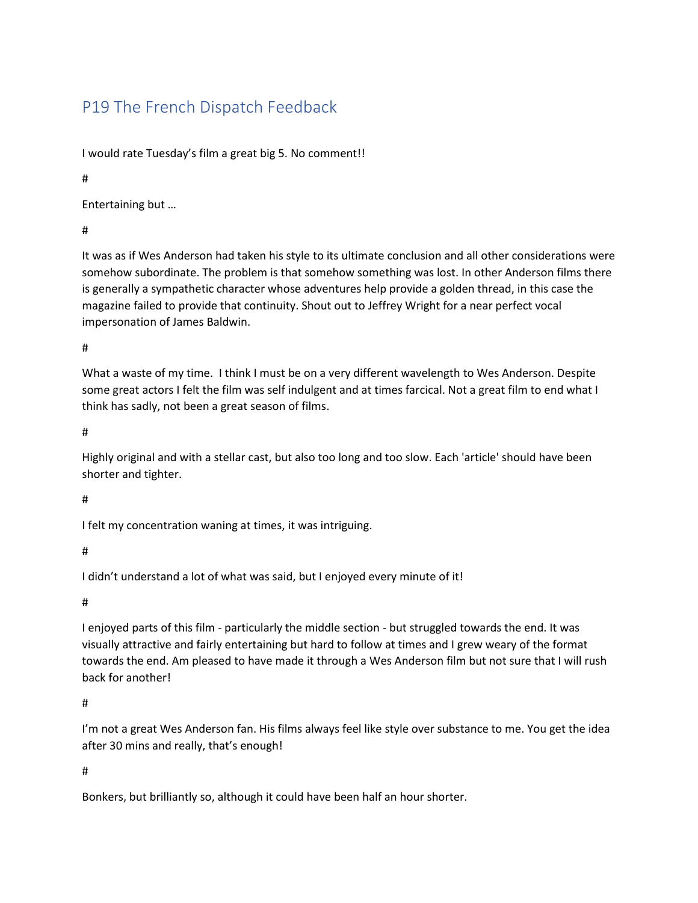# P19 The French Dispatch Feedback

I would rate Tuesday's film a great big 5. No comment!!

#

Entertaining but …

#

It was as if Wes Anderson had taken his style to its ultimate conclusion and all other considerations were somehow subordinate. The problem is that somehow something was lost. In other Anderson films there is generally a sympathetic character whose adventures help provide a golden thread, in this case the magazine failed to provide that continuity. Shout out to Jeffrey Wright for a near perfect vocal impersonation of James Baldwin.

#

What a waste of my time. I think I must be on a very different wavelength to Wes Anderson. Despite some great actors I felt the film was self indulgent and at times farcical. Not a great film to end what I think has sadly, not been a great season of films.

#

Highly original and with a stellar cast, but also too long and too slow. Each 'article' should have been shorter and tighter.

#

I felt my concentration waning at times, it was intriguing.

#

I didn't understand a lot of what was said, but I enjoyed every minute of it!

#

I enjoyed parts of this film - particularly the middle section - but struggled towards the end. It was visually attractive and fairly entertaining but hard to follow at times and I grew weary of the format towards the end. Am pleased to have made it through a Wes Anderson film but not sure that I will rush back for another!

#

I'm not a great Wes Anderson fan. His films always feel like style over substance to me. You get the idea after 30 mins and really, that's enough!

#

Bonkers, but brilliantly so, although it could have been half an hour shorter.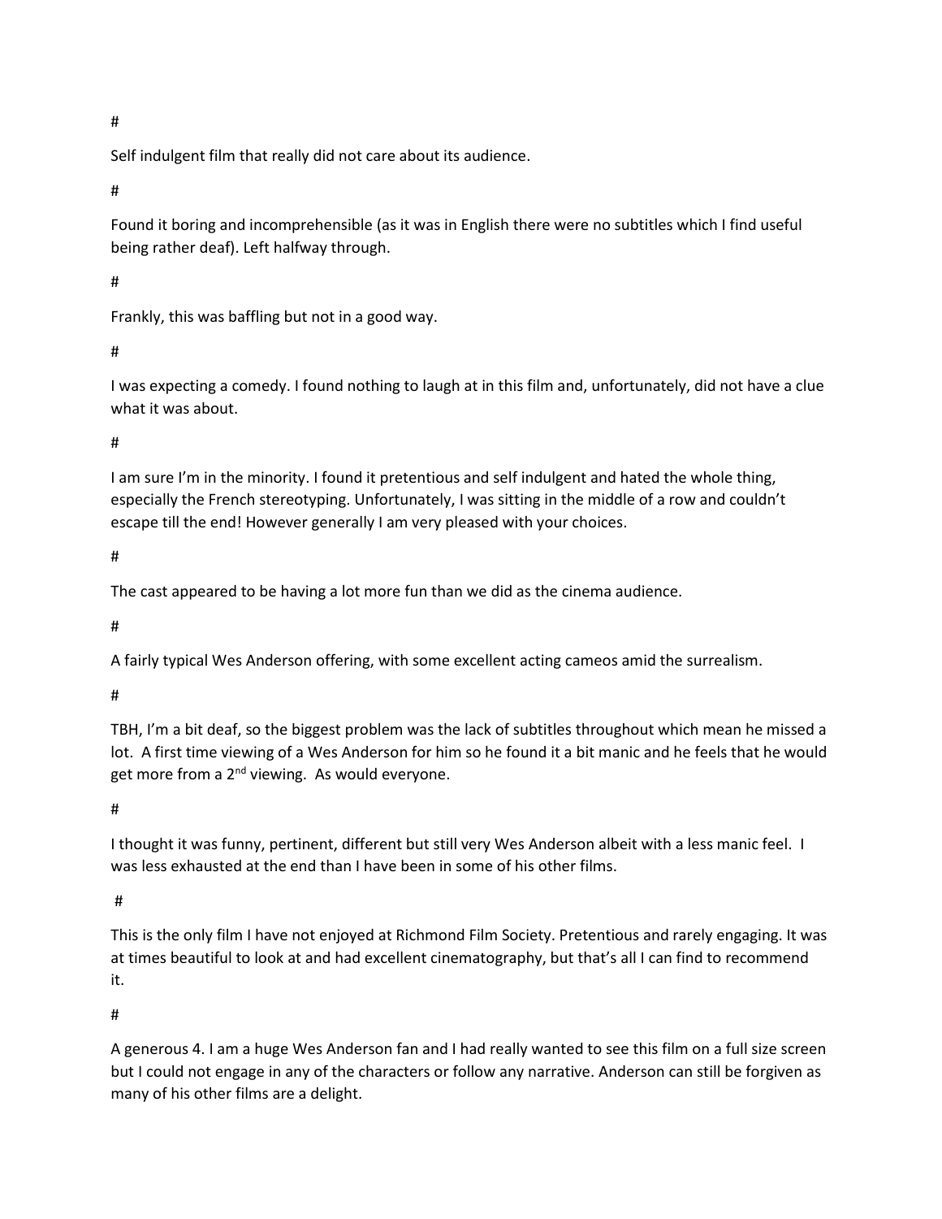#

Self indulgent film that really did not care about its audience.

#

Found it boring and incomprehensible (as it was in English there were no subtitles which I find useful being rather deaf). Left halfway through.

#

Frankly, this was baffling but not in a good way.

#

I was expecting a comedy. I found nothing to laugh at in this film and, unfortunately, did not have a clue what it was about.

#

I am sure I'm in the minority. I found it pretentious and self indulgent and hated the whole thing, especially the French stereotyping. Unfortunately, I was sitting in the middle of a row and couldn't escape till the end! However generally I am very pleased with your choices.

#

The cast appeared to be having a lot more fun than we did as the cinema audience.

#

A fairly typical Wes Anderson offering, with some excellent acting cameos amid the surrealism.

#

TBH, I'm a bit deaf, so the biggest problem was the lack of subtitles throughout which mean he missed a lot. A first time viewing of a Wes Anderson for him so he found it a bit manic and he feels that he would get more from a 2nd viewing. As would everyone.

#

I thought it was funny, pertinent, different but still very Wes Anderson albeit with a less manic feel. I was less exhausted at the end than I have been in some of his other films.

#

This is the only film I have not enjoyed at Richmond Film Society. Pretentious and rarely engaging. It was at times beautiful to look at and had excellent cinematography, but that's all I can find to recommend it.

#

A generous 4. I am a huge Wes Anderson fan and I had really wanted to see this film on a full size screen but I could not engage in any of the characters or follow any narrative. Anderson can still be forgiven as many of his other films are a delight.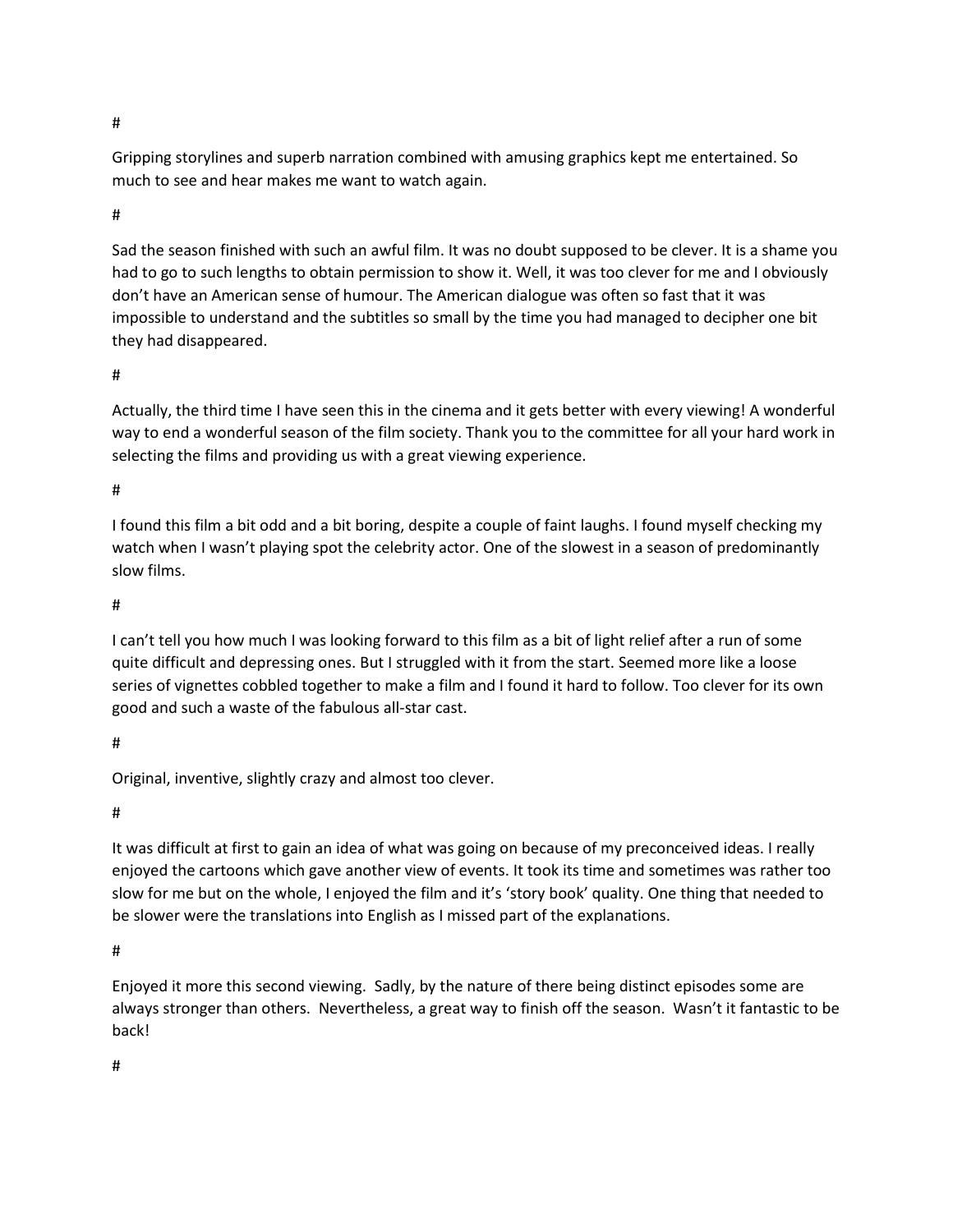#

Gripping storylines and superb narration combined with amusing graphics kept me entertained. So much to see and hear makes me want to watch again.

#

Sad the season finished with such an awful film. It was no doubt supposed to be clever. It is a shame you had to go to such lengths to obtain permission to show it. Well, it was too clever for me and I obviously don't have an American sense of humour. The American dialogue was often so fast that it was impossible to understand and the subtitles so small by the time you had managed to decipher one bit they had disappeared.

#

Actually, the third time I have seen this in the cinema and it gets better with every viewing! A wonderful way to end a wonderful season of the film society. Thank you to the committee for all your hard work in selecting the films and providing us with a great viewing experience.

#

I found this film a bit odd and a bit boring, despite a couple of faint laughs. I found myself checking my watch when I wasn't playing spot the celebrity actor. One of the slowest in a season of predominantly slow films.

#

I can't tell you how much I was looking forward to this film as a bit of light relief after a run of some quite difficult and depressing ones. But I struggled with it from the start. Seemed more like a loose series of vignettes cobbled together to make a film and I found it hard to follow. Too clever for its own good and such a waste of the fabulous all-star cast.

#

Original, inventive, slightly crazy and almost too clever.

#

It was difficult at first to gain an idea of what was going on because of my preconceived ideas. I really enjoyed the cartoons which gave another view of events. It took its time and sometimes was rather too slow for me but on the whole, I enjoyed the film and it's 'story book' quality. One thing that needed to be slower were the translations into English as I missed part of the explanations.

#

Enjoyed it more this second viewing. Sadly, by the nature of there being distinct episodes some are always stronger than others. Nevertheless, a great way to finish off the season. Wasn't it fantastic to be back!

#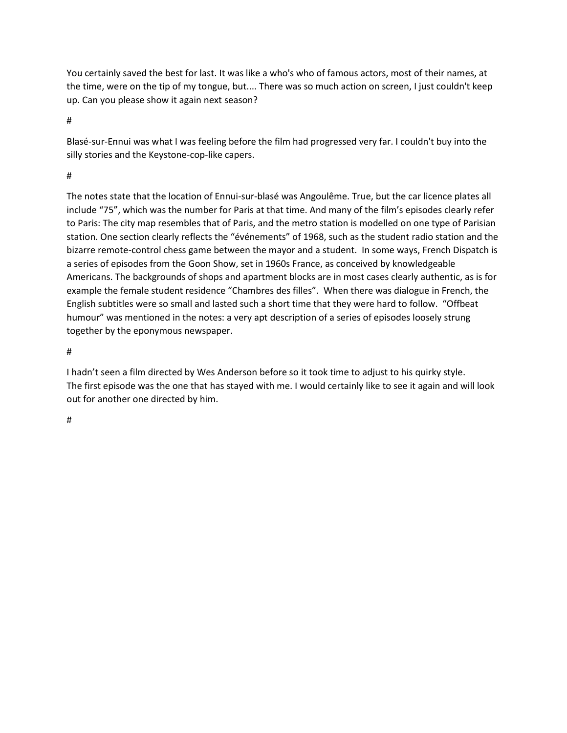You certainly saved the best for last. It was like a who's who of famous actors, most of their names, at the time, were on the tip of my tongue, but.... There was so much action on screen, I just couldn't keep up. Can you please show it again next season?

#

Blasé-sur-Ennui was what I was feeling before the film had progressed very far. I couldn't buy into the silly stories and the Keystone-cop-like capers.

#

The notes state that the location of Ennui-sur-blasé was Angoulême. True, but the car licence plates all include “75”, which was the number for Paris at that time. And many of the film’s episodes clearly refer to Paris: The city map resembles that of Paris, and the metro station is modelled on one type of Parisian station. One section clearly reflects the “événements” of 1968, such as the student radio station and the bizarre remote-control chess game between the mayor and a student. In some ways, French Dispatch is a series of episodes from the Goon Show, set in 1960s France, as conceived by knowledgeable Americans. The backgrounds of shops and apartment blocks are in most cases clearly authentic, as is for example the female student residence “Chambres des filles”. When there was dialogue in French, the English subtitles were so small and lasted such a short time that they were hard to follow. “Offbeat humour” was mentioned in the notes: a very apt description of a series of episodes loosely strung together by the eponymous newspaper.

#

I hadn’t seen a film directed by Wes Anderson before so it took time to adjust to his quirky style.
The first episode was the one that has stayed with me. I would certainly like to see it again and will look out for another one directed by him.

#